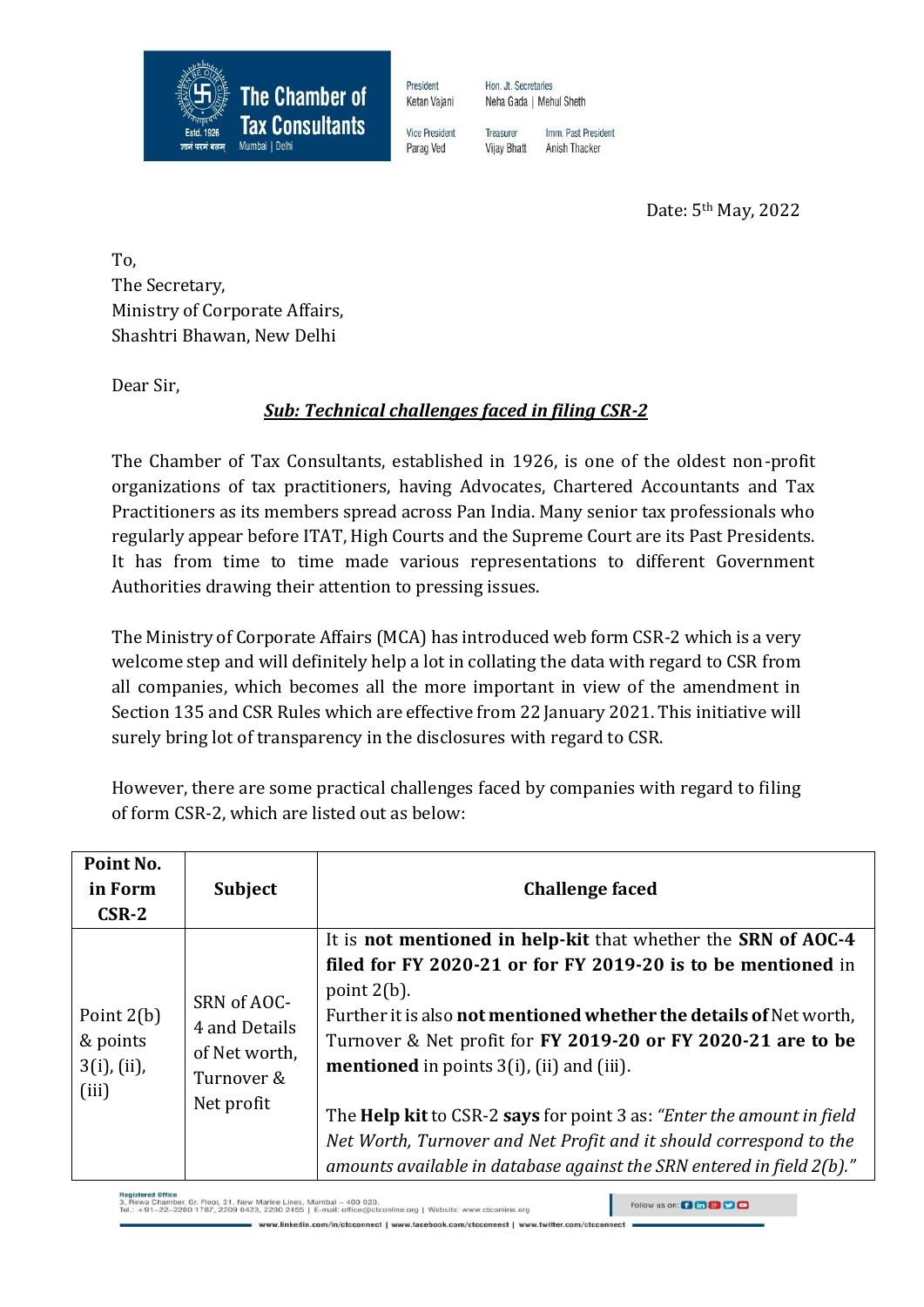**The Chamber of Tax Consultants**
Estd. 1926
Mumbai | Delhi

President: Ketan Vajani | Vice President: Parag Ved | Hon. Jt. Secretaries: Neha Gada | Mehul Sheth | Treasurer: Vijay Bhatt | Imm. Past President: Anish Thacker

Date: 5th May, 2022

To,
The Secretary,
Ministry of Corporate Affairs,
Shashtri Bhawan, New Delhi

Dear Sir,

***Sub: Technical challenges faced in filing CSR-2***

The Chamber of Tax Consultants, established in 1926, is one of the oldest non-profit organizations of tax practitioners, having Advocates, Chartered Accountants and Tax Practitioners as its members spread across Pan India. Many senior tax professionals who regularly appear before ITAT, High Courts and the Supreme Court are its Past Presidents. It has from time to time made various representations to different Government Authorities drawing their attention to pressing issues.

The Ministry of Corporate Affairs (MCA) has introduced web form CSR-2 which is a very welcome step and will definitely help a lot in collating the data with regard to CSR from all companies, which becomes all the more important in view of the amendment in Section 135 and CSR Rules which are effective from 22 January 2021. This initiative will surely bring lot of transparency in the disclosures with regard to CSR.

However, there are some practical challenges faced by companies with regard to filing of form CSR-2, which are listed out as below:

| Point No. in Form CSR-2 | Subject | Challenge faced |
|---|---|---|
| Point 2(b) & points 3(i), (ii), (iii) | SRN of AOC-4 and Details of Net worth, Turnover & Net profit | It is **not mentioned in help-kit** that whether the **SRN of AOC-4 filed for FY 2020-21 or for FY 2019-20 is to be mentioned** in point 2(b).<br>Further it is also **not mentioned whether the details of** Net worth, Turnover & Net profit for **FY 2019-20 or FY 2020-21 are to be mentioned** in points 3(i), (ii) and (iii).<br><br>The **Help kit** to CSR-2 **says** for point 3 as: *"Enter the amount in field Net Worth, Turnover and Net Profit and it should correspond to the amounts available in database against the SRN entered in field 2(b)."* |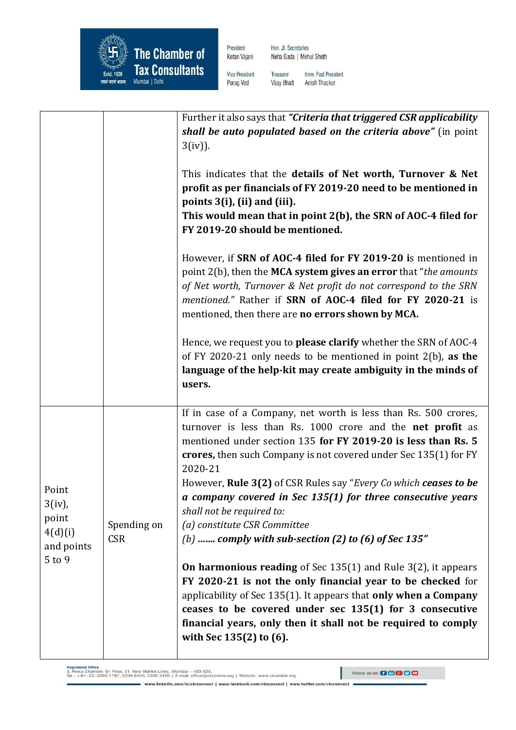| | | |
|---|---|---|
| | | Further it also says that ***"Criteria that triggered CSR applicability shall be auto populated based on the criteria above"*** (in point 3(iv)).<br><br>This indicates that the **details of Net worth, Turnover & Net profit as per financials of FY 2019-20 need to be mentioned in points 3(i), (ii) and (iii).**<br>**This would mean that in point 2(b), the SRN of AOC-4 filed for FY 2019-20 should be mentioned.**<br><br>However, if **SRN of AOC-4 filed for FY 2019-20 i**s mentioned in point 2(b), then the **MCA system gives an error** that "*the amounts of Net worth, Turnover & Net profit do not correspond to the SRN mentioned."* Rather if **SRN of AOC-4 filed for FY 2020-21** is mentioned, then there are **no errors shown by MCA.**<br><br>Hence, we request you to **please clarify** whether the SRN of AOC-4 of FY 2020-21 only needs to be mentioned in point 2(b), **as the language of the help-kit may create ambiguity in the minds of users.** |
| Point 3(iv), point 4(d)(i) and points 5 to 9 | Spending on CSR | If in case of a Company, net worth is less than Rs. 500 crores, turnover is less than Rs. 1000 crore and the **net profit** as mentioned under section 135 **for FY 2019-20 is less than Rs. 5 crores,** then such Company is not covered under Sec 135(1) for FY 2020-21<br>However, **Rule 3(2)** of CSR Rules say "*Every Co which **ceases to be a company covered in Sec 135(1) for three consecutive years** shall not be required to:*<br>*(a) constitute CSR Committee*<br>*(b) **……. comply with sub-section (2) to (6) of Sec 135"***<br><br>**On harmonious reading** of Sec 135(1) and Rule 3(2), it appears **FY 2020-21 is not the only financial year to be checked** for applicability of Sec 135(1). It appears that **only when a Company ceases to be covered under sec 135(1) for 3 consecutive financial years, only then it shall not be required to comply with Sec 135(2) to (6).** |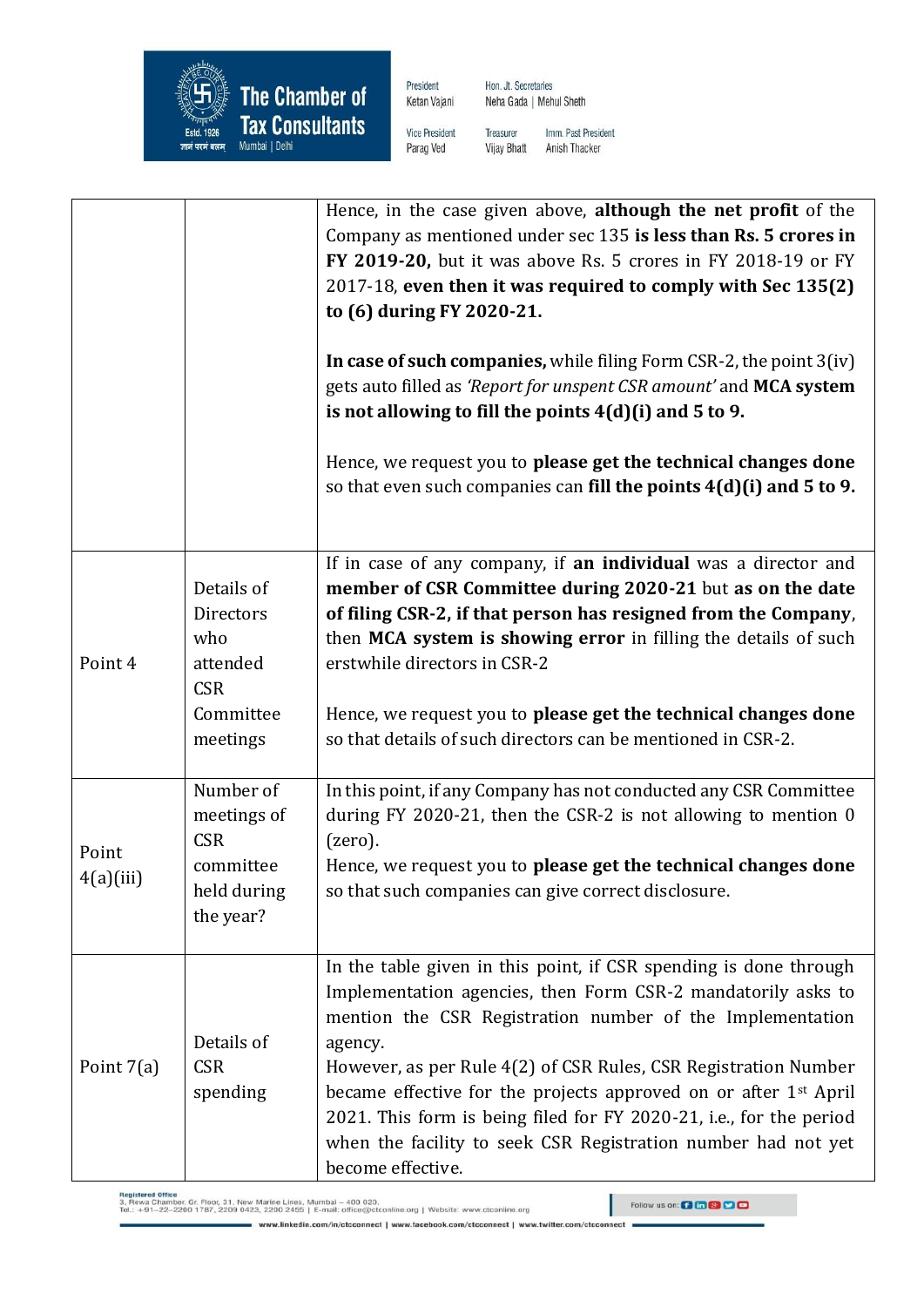| | | |
|---|---|---|
| | | Hence, in the case given above, **although the net profit** of the Company as mentioned under sec 135 **is less than Rs. 5 crores in FY 2019-20,** but it was above Rs. 5 crores in FY 2018-19 or FY 2017-18, **even then it was required to comply with Sec 135(2) to (6) during FY 2020-21.**<br><br>**In case of such companies,** while filing Form CSR-2, the point 3(iv) gets auto filled as *'Report for unspent CSR amount'* and **MCA system is not allowing to fill the points 4(d)(i) and 5 to 9.**<br><br>Hence, we request you to **please get the technical changes done** so that even such companies can **fill the points 4(d)(i) and 5 to 9.** |
| Point 4 | Details of Directors who attended CSR Committee meetings | If in case of any company, if **an individual** was a director and **member of CSR Committee during 2020-21** but **as on the date of filing CSR-2, if that person has resigned from the Company**, then **MCA system is showing error** in filling the details of such erstwhile directors in CSR-2<br><br>Hence, we request you to **please get the technical changes done** so that details of such directors can be mentioned in CSR-2. |
| Point 4(a)(iii) | Number of meetings of CSR committee held during the year? | In this point, if any Company has not conducted any CSR Committee during FY 2020-21, then the CSR-2 is not allowing to mention 0 (zero).<br>Hence, we request you to **please get the technical changes done** so that such companies can give correct disclosure. |
| Point 7(a) | Details of CSR spending | In the table given in this point, if CSR spending is done through Implementation agencies, then Form CSR-2 mandatorily asks to mention the CSR Registration number of the Implementation agency.<br>However, as per Rule 4(2) of CSR Rules, CSR Registration Number became effective for the projects approved on or after 1st April 2021. This form is being filed for FY 2020-21, i.e., for the period when the facility to seek CSR Registration number had not yet become effective. |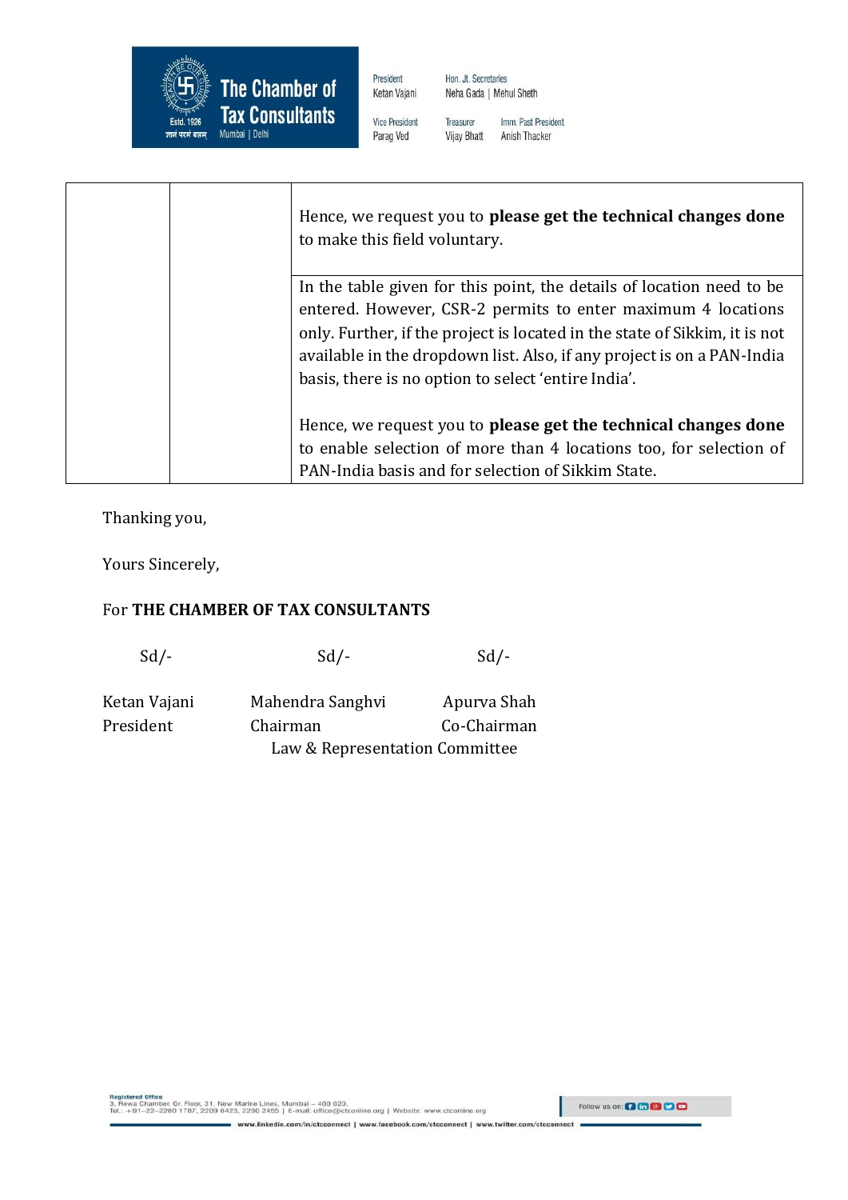| | | |
|---|---|---|
| | | Hence, we request you to **please get the technical changes done** to make this field voluntary. |
| | | In the table given for this point, the details of location need to be entered. However, CSR-2 permits to enter maximum 4 locations only. Further, if the project is located in the state of Sikkim, it is not available in the dropdown list. Also, if any project is on a PAN-India basis, there is no option to select 'entire India'.<br><br>Hence, we request you to **please get the technical changes done** to enable selection of more than 4 locations too, for selection of PAN-India basis and for selection of Sikkim State. |

Thanking you,

Yours Sincerely,

For **THE CHAMBER OF TAX CONSULTANTS**

Sd/- Sd/- Sd/-

Ketan Vajani
President

Mahendra Sanghvi
Chairman

Apurva Shah
Co-Chairman

Law & Representation Committee